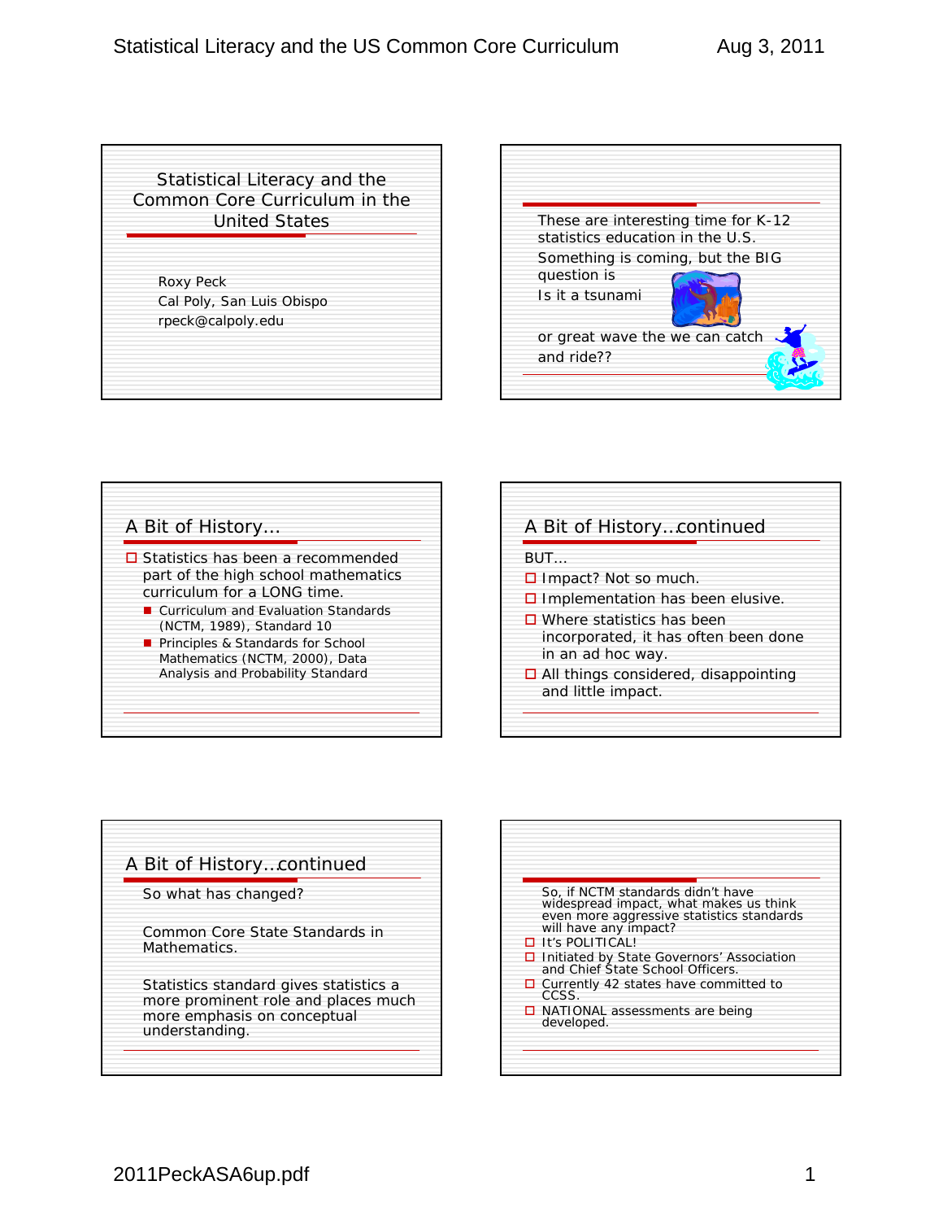## Statistical Literacy and the Common Core Curriculum in the United States

Roxy Peck
Cal Poly, San Luis Obispo
rpeck@calpoly.edu

---

These are interesting time for K-12 statistics education in the U.S.

Something is coming, but the BIG question is

Is it a tsunami

or great wave the we can catch and ride??

---

## A Bit of History…

- Statistics has been a recommended part of the high school mathematics curriculum for a LONG time.
  - Curriculum and Evaluation Standards (NCTM, 1989), Standard 10
  - Principles & Standards for School Mathematics (NCTM, 2000), Data Analysis and Probability Standard

---

## A Bit of History…continued

BUT…

- Impact? Not so much.
- Implementation has been elusive.
- Where statistics has been incorporated, it has often been done in an ad hoc way.
- All things considered, disappointing and little impact.

---

## A Bit of History…continued

So what has changed?

Common Core State Standards in Mathematics.

Statistics standard gives statistics a more prominent role and places much more emphasis on conceptual understanding.

---

So, if NCTM standards didn't have widespread impact, what makes us think even more aggressive statistics standards will have any impact?

- It's POLITICAL!
- Initiated by State Governors' Association and Chief State School Officers.
- Currently 42 states have committed to CCSS.
- NATIONAL assessments are being developed.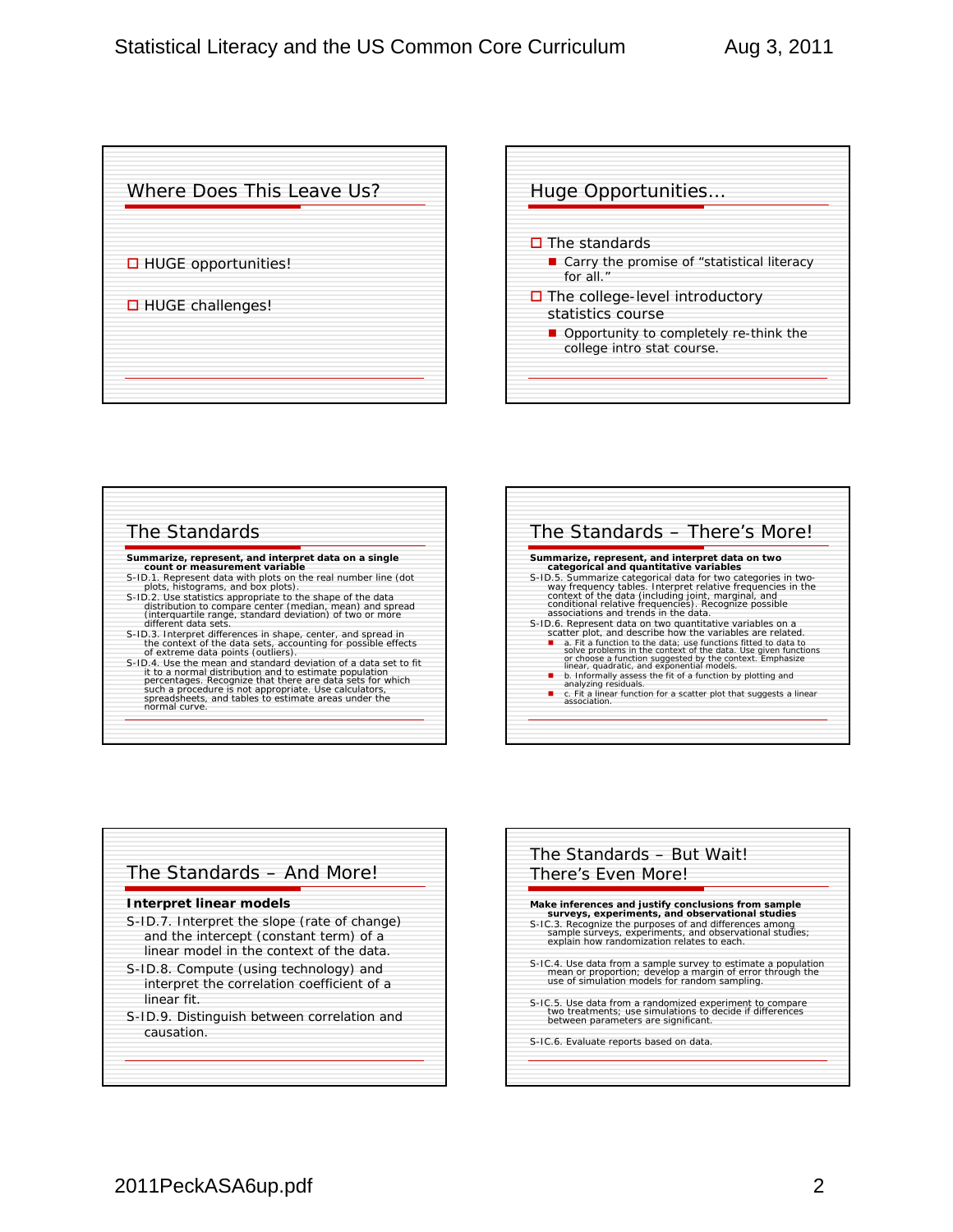## Where Does This Leave Us?

- HUGE opportunities!
- HUGE challenges!

## Huge Opportunities…

- The standards
  - Carry the promise of "statistical literacy for all."
- The college-level introductory statistics course
  - Opportunity to completely re-think the college intro stat course.

## The Standards

**Summarize, represent, and interpret data on a single count or measurement variable**

S-ID.1. Represent data with plots on the real number line (dot plots, histograms, and box plots).

S-ID.2. Use statistics appropriate to the shape of the data distribution to compare center (median, mean) and spread (interquartile range, standard deviation) of two or more different data sets.

S-ID.3. Interpret differences in shape, center, and spread in the context of the data sets, accounting for possible effects of extreme data points (outliers).

S-ID.4. Use the mean and standard deviation of a data set to fit it to a normal distribution and to estimate population percentages. Recognize that there are data sets for which such a procedure is not appropriate. Use calculators, spreadsheets, and tables to estimate areas under the normal curve.

## The Standards – There's More!

**Summarize, represent, and interpret data on two categorical and quantitative variables**

S-ID.5. Summarize categorical data for two categories in two-way frequency tables. Interpret relative frequencies in the context of the data (including joint, marginal, and conditional relative frequencies). Recognize possible associations and trends in the data.

S-ID.6. Represent data on two quantitative variables on a scatter plot, and describe how the variables are related.

- a. Fit a function to the data; use functions fitted to data to solve problems in the context of the data. Use given functions or choose a function suggested by the context. Emphasize linear, quadratic, and exponential models.
- b. Informally assess the fit of a function by plotting and analyzing residuals.
- c. Fit a linear function for a scatter plot that suggests a linear association.

## The Standards – And More!

**Interpret linear models**

S-ID.7. Interpret the slope (rate of change) and the intercept (constant term) of a linear model in the context of the data.

S-ID.8. Compute (using technology) and interpret the correlation coefficient of a linear fit.

S-ID.9. Distinguish between correlation and causation.

## The Standards – But Wait! There's Even More!

**Make inferences and justify conclusions from sample surveys, experiments, and observational studies**

S-IC.3. Recognize the purposes of and differences among sample surveys, experiments, and observational studies; explain how randomization relates to each.

S-IC.4. Use data from a sample survey to estimate a population mean or proportion; develop a margin of error through the use of simulation models for random sampling.

S-IC.5. Use data from a randomized experiment to compare two treatments; use simulations to decide if differences between parameters are significant.

S-IC.6. Evaluate reports based on data.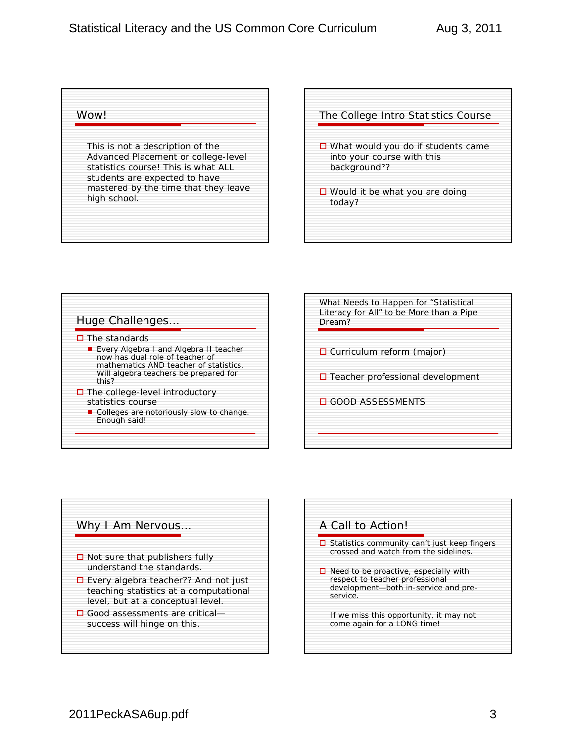## Wow!

This is not a description of the Advanced Placement or college-level statistics course! This is what ALL students are expected to have mastered by the time that they leave high school.

## The College Intro Statistics Course

- What would you do if students came into your course with this background??
- Would it be what you are doing today?

## Huge Challenges…

- The standards
  - Every Algebra I and Algebra II teacher now has dual role of teacher of mathematics AND teacher of statistics. Will algebra teachers be prepared for this?
- The college-level introductory statistics course
  - Colleges are notoriously slow to change. Enough said!

## What Needs to Happen for "Statistical Literacy for All" to be More than a Pipe Dream?

- Curriculum reform (major)
- Teacher professional development
- GOOD ASSESSMENTS

## Why I Am Nervous…

- Not sure that publishers fully understand the standards.
- Every algebra teacher?? And not just teaching statistics at a computational level, but at a conceptual level.
- Good assessments are critical—success will hinge on this.

## A Call to Action!

- Statistics community can't just keep fingers crossed and watch from the sidelines.
- Need to be proactive, especially with respect to teacher professional development—both in-service and pre-service.

If we miss this opportunity, it may not come again for a LONG time!